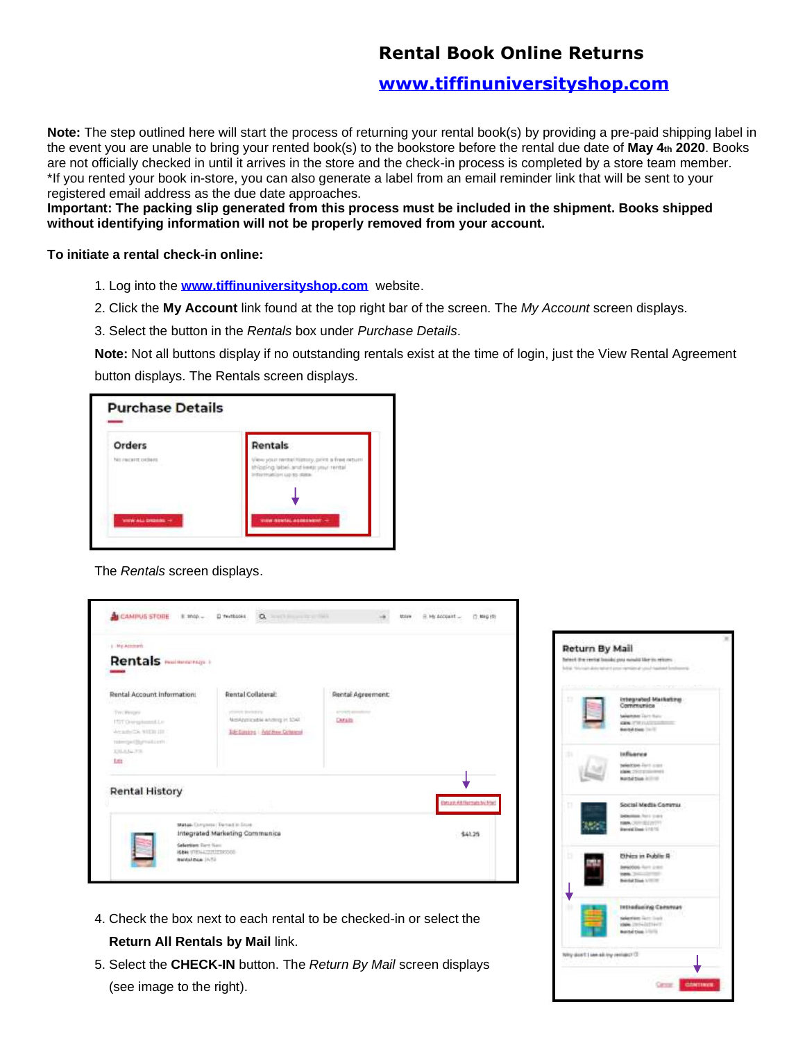# Rental Book Online Returns

## www.tiffinuniversityshop.com

**Note:** The step outlined here will start the process of returning your rental book(s) by providing a pre-paid shipping label in the event you are unable to bring your rented book(s) to the bookstore before the rental due date of **May 4th 2020**. Books are not officially checked in until it arrives in the store and the check-in process is completed by a store team member. *If you rented your book in-store, you can also generate a label from an email reminder link that will be sent to your registered email address as the due date approaches.

**Important: The packing slip generated from this process must be included in the shipment. Books shipped without identifying information will not be properly removed from your account.**

**To initiate a rental check-in online:**

1. Log into the **www.tiffinuniversityshop.com** website.
2. Click the **My Account** link found at the top right bar of the screen. The *My Account* screen displays.
3. Select the button in the *Rentals* box under *Purchase Details*.

**Note:** Not all buttons display if no outstanding rentals exist at the time of login, just the View Rental Agreement button displays. The Rentals screen displays.

The *Rentals* screen displays.

4. Check the box next to each rental to be checked-in or select the **Return All Rentals by Mail** link.
5. Select the **CHECK-IN** button. The *Return By Mail* screen displays (see image to the right).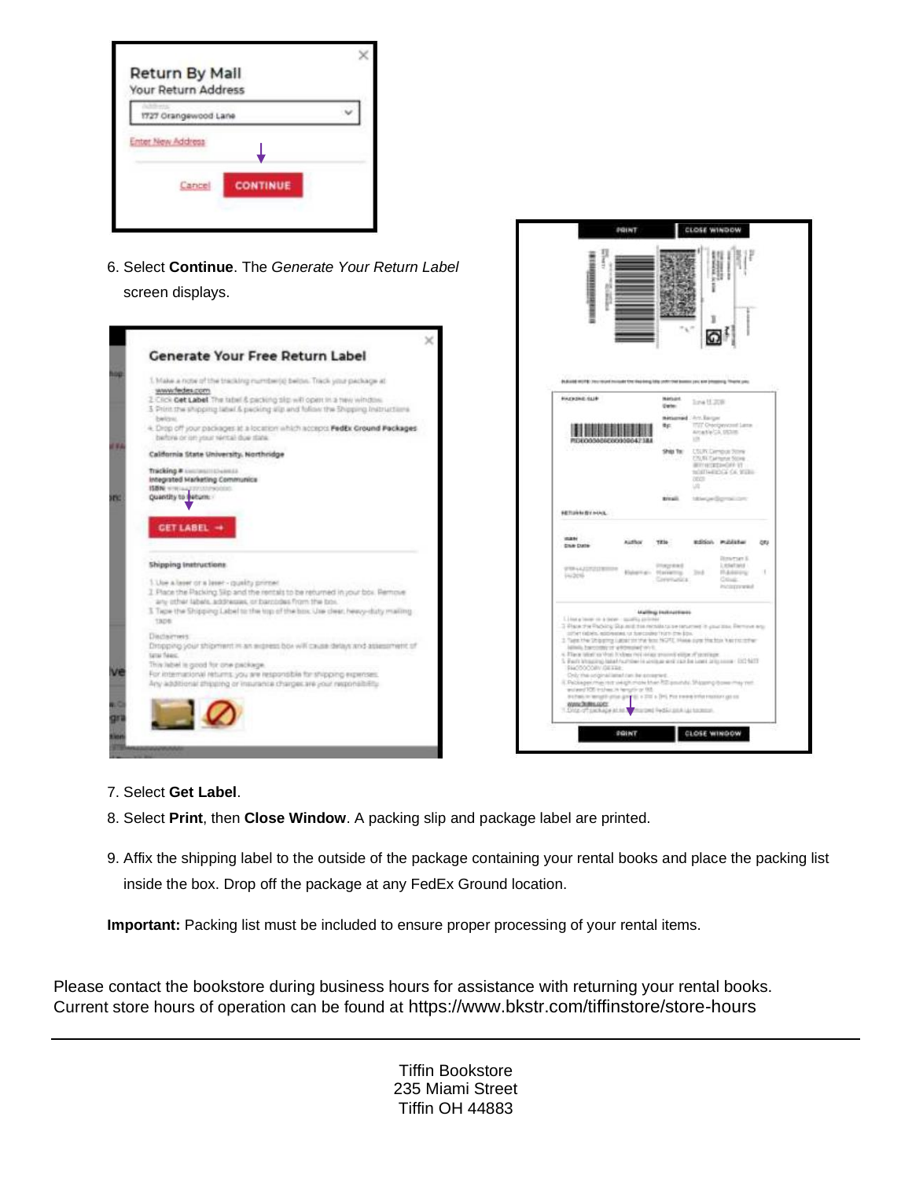6. Select **Continue**. The *Generate Your Return Label* screen displays.

7. Select **Get Label**.
8. Select **Print**, then **Close Window**. A packing slip and package label are printed.
9. Affix the shipping label to the outside of the package containing your rental books and place the packing list inside the box. Drop off the package at any FedEx Ground location.

**Important:** Packing list must be included to ensure proper processing of your rental items.

Please contact the bookstore during business hours for assistance with returning your rental books. Current store hours of operation can be found at https://www.bkstr.com/tiffinstore/store-hours

---

Tiffin Bookstore
235 Miami Street
Tiffin OH 44883